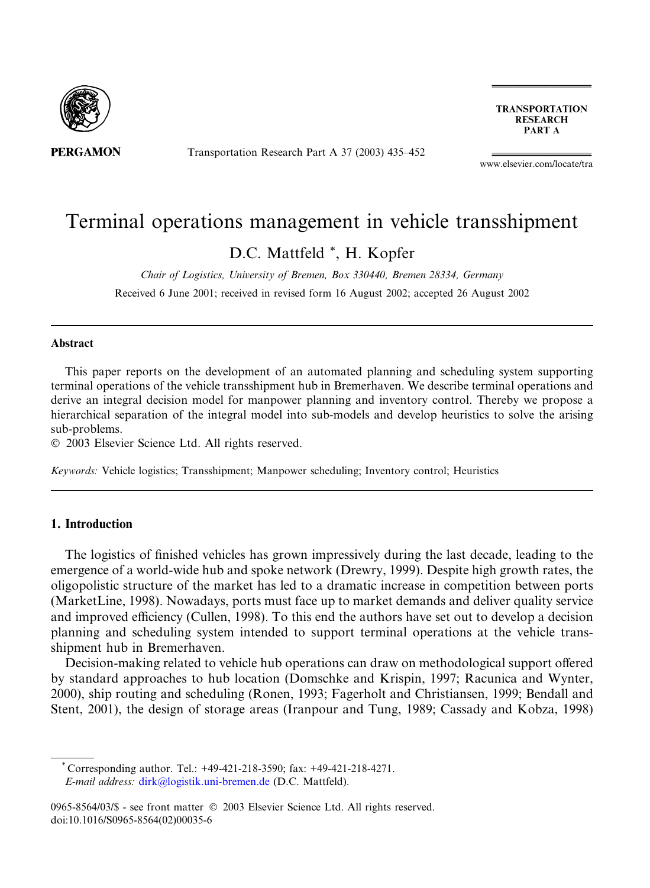# Terminal operations management in vehicle transshipment

D.C. Mattfeld *, H. Kopfer

*Chair of Logistics, University of Bremen, Box 330440, Bremen 28334, Germany*

Received 6 June 2001; received in revised form 16 August 2002; accepted 26 August 2002

## Abstract

This paper reports on the development of an automated planning and scheduling system supporting terminal operations of the vehicle transshipment hub in Bremerhaven. We describe terminal operations and derive an integral decision model for manpower planning and inventory control. Thereby we propose a hierarchical separation of the integral model into sub-models and develop heuristics to solve the arising sub-problems.

© 2003 Elsevier Science Ltd. All rights reserved.

*Keywords:* Vehicle logistics; Transshipment; Manpower scheduling; Inventory control; Heuristics

## 1. Introduction

The logistics of finished vehicles has grown impressively during the last decade, leading to the emergence of a world-wide hub and spoke network (Drewry, 1999). Despite high growth rates, the oligopolistic structure of the market has led to a dramatic increase in competition between ports (MarketLine, 1998). Nowadays, ports must face up to market demands and deliver quality service and improved efficiency (Cullen, 1998). To this end the authors have set out to develop a decision planning and scheduling system intended to support terminal operations at the vehicle transshipment hub in Bremerhaven.

Decision-making related to vehicle hub operations can draw on methodological support offered by standard approaches to hub location (Domschke and Krispin, 1997; Racunica and Wynter, 2000), ship routing and scheduling (Ronen, 1993; Fagerholt and Christiansen, 1999; Bendall and Stent, 2001), the design of storage areas (Iranpour and Tung, 1989; Cassady and Kobza, 1998)

* Corresponding author. Tel.: +49-421-218-3590; fax: +49-421-218-4271.
*E-mail address:* dirk@logistik.uni-bremen.de (D.C. Mattfeld).

0965-8564/03/$ - see front matter © 2003 Elsevier Science Ltd. All rights reserved.
doi:10.1016/S0965-8564(02)00035-6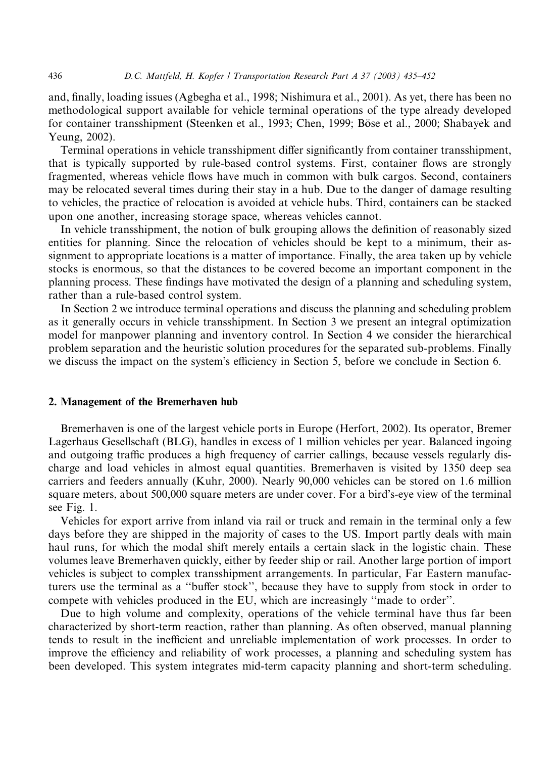and, finally, loading issues (Agbegha et al., 1998; Nishimura et al., 2001). As yet, there has been no methodological support available for vehicle terminal operations of the type already developed for container transshipment (Steenken et al., 1993; Chen, 1999; Böse et al., 2000; Shabayek and Yeung, 2002).

Terminal operations in vehicle transshipment differ significantly from container transshipment, that is typically supported by rule-based control systems. First, container flows are strongly fragmented, whereas vehicle flows have much in common with bulk cargos. Second, containers may be relocated several times during their stay in a hub. Due to the danger of damage resulting to vehicles, the practice of relocation is avoided at vehicle hubs. Third, containers can be stacked upon one another, increasing storage space, whereas vehicles cannot.

In vehicle transshipment, the notion of bulk grouping allows the definition of reasonably sized entities for planning. Since the relocation of vehicles should be kept to a minimum, their assignment to appropriate locations is a matter of importance. Finally, the area taken up by vehicle stocks is enormous, so that the distances to be covered become an important component in the planning process. These findings have motivated the design of a planning and scheduling system, rather than a rule-based control system.

In Section 2 we introduce terminal operations and discuss the planning and scheduling problem as it generally occurs in vehicle transshipment. In Section 3 we present an integral optimization model for manpower planning and inventory control. In Section 4 we consider the hierarchical problem separation and the heuristic solution procedures for the separated sub-problems. Finally we discuss the impact on the system's efficiency in Section 5, before we conclude in Section 6.

## 2. Management of the Bremerhaven hub

Bremerhaven is one of the largest vehicle ports in Europe (Herfort, 2002). Its operator, Bremer Lagerhaus Gesellschaft (BLG), handles in excess of 1 million vehicles per year. Balanced ingoing and outgoing traffic produces a high frequency of carrier callings, because vessels regularly discharge and load vehicles in almost equal quantities. Bremerhaven is visited by 1350 deep sea carriers and feeders annually (Kuhr, 2000). Nearly 90,000 vehicles can be stored on 1.6 million square meters, about 500,000 square meters are under cover. For a bird's-eye view of the terminal see Fig. 1.

Vehicles for export arrive from inland via rail or truck and remain in the terminal only a few days before they are shipped in the majority of cases to the US. Import partly deals with main haul runs, for which the modal shift merely entails a certain slack in the logistic chain. These volumes leave Bremerhaven quickly, either by feeder ship or rail. Another large portion of import vehicles is subject to complex transshipment arrangements. In particular, Far Eastern manufacturers use the terminal as a "buffer stock", because they have to supply from stock in order to compete with vehicles produced in the EU, which are increasingly "made to order".

Due to high volume and complexity, operations of the vehicle terminal have thus far been characterized by short-term reaction, rather than planning. As often observed, manual planning tends to result in the inefficient and unreliable implementation of work processes. In order to improve the efficiency and reliability of work processes, a planning and scheduling system has been developed. This system integrates mid-term capacity planning and short-term scheduling.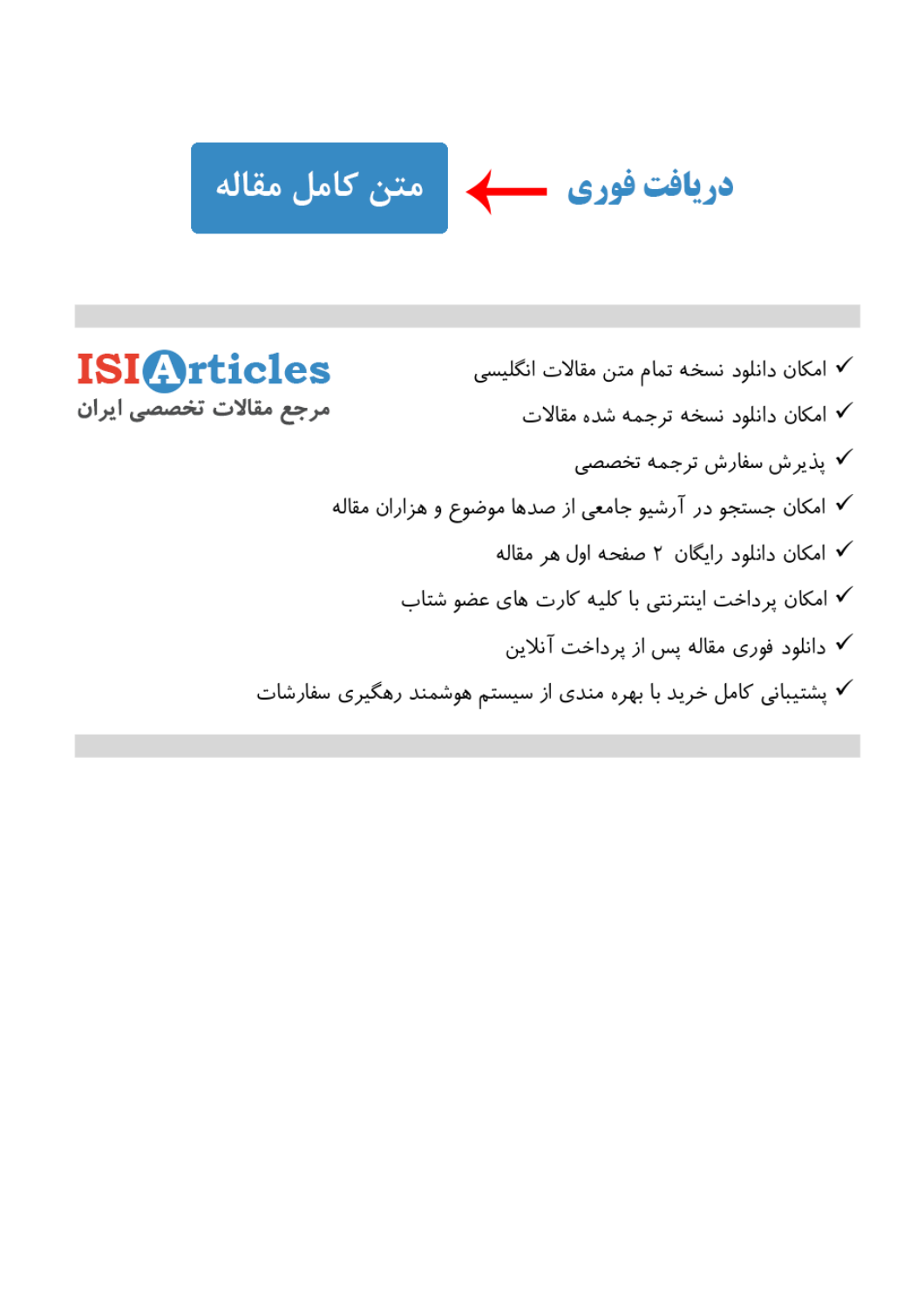دریافت فوری ← **متن کامل مقاله**

**ISIArticles**

مرجع مقالات تخصصی ایران

- ✓ امکان دانلود نسخه تمام متن مقالات انگلیسی
- ✓ امکان دانلود نسخه ترجمه شده مقالات
- ✓ پذیرش سفارش ترجمه تخصصی
- ✓ امکان جستجو در آرشیو جامعی از صدها موضوع و هزاران مقاله
- ✓ امکان دانلود رایگان ۲ صفحه اول هر مقاله
- ✓ امکان پرداخت اینترنتی با کلیه کارت های عضو شتاب
- ✓ دانلود فوری مقاله پس از پرداخت آنلاین
- ✓ پشتیبانی کامل خرید با بهره مندی از سیستم هوشمند رهگیری سفارشات